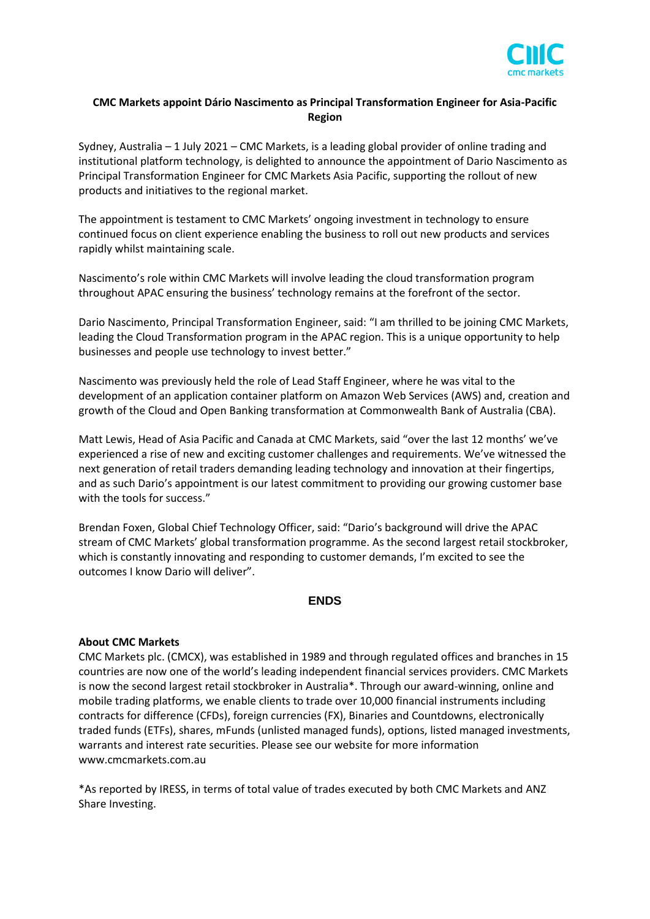**CMC Markets appoint Dário Nascimento as Principal Transformation Engineer for Asia-Pacific Region**

Sydney, Australia – 1 July 2021 – CMC Markets, is a leading global provider of online trading and institutional platform technology, is delighted to announce the appointment of Dario Nascimento as Principal Transformation Engineer for CMC Markets Asia Pacific, supporting the rollout of new products and initiatives to the regional market.

The appointment is testament to CMC Markets' ongoing investment in technology to ensure continued focus on client experience enabling the business to roll out new products and services rapidly whilst maintaining scale.

Nascimento's role within CMC Markets will involve leading the cloud transformation program throughout APAC ensuring the business' technology remains at the forefront of the sector.

Dario Nascimento, Principal Transformation Engineer, said: "I am thrilled to be joining CMC Markets, leading the Cloud Transformation program in the APAC region. This is a unique opportunity to help businesses and people use technology to invest better."

Nascimento was previously held the role of Lead Staff Engineer, where he was vital to the development of an application container platform on Amazon Web Services (AWS) and, creation and growth of the Cloud and Open Banking transformation at Commonwealth Bank of Australia (CBA).

Matt Lewis, Head of Asia Pacific and Canada at CMC Markets, said "over the last 12 months' we've experienced a rise of new and exciting customer challenges and requirements. We've witnessed the next generation of retail traders demanding leading technology and innovation at their fingertips, and as such Dario's appointment is our latest commitment to providing our growing customer base with the tools for success."

Brendan Foxen, Global Chief Technology Officer, said: "Dario's background will drive the APAC stream of CMC Markets' global transformation programme. As the second largest retail stockbroker, which is constantly innovating and responding to customer demands, I'm excited to see the outcomes I know Dario will deliver".

**ENDS**

**About CMC Markets**

CMC Markets plc. (CMCX), was established in 1989 and through regulated offices and branches in 15 countries are now one of the world's leading independent financial services providers. CMC Markets is now the second largest retail stockbroker in Australia*. Through our award-winning, online and mobile trading platforms, we enable clients to trade over 10,000 financial instruments including contracts for difference (CFDs), foreign currencies (FX), Binaries and Countdowns, electronically traded funds (ETFs), shares, mFunds (unlisted managed funds), options, listed managed investments, warrants and interest rate securities. Please see our website for more information www.cmcmarkets.com.au

*As reported by IRESS, in terms of total value of trades executed by both CMC Markets and ANZ Share Investing.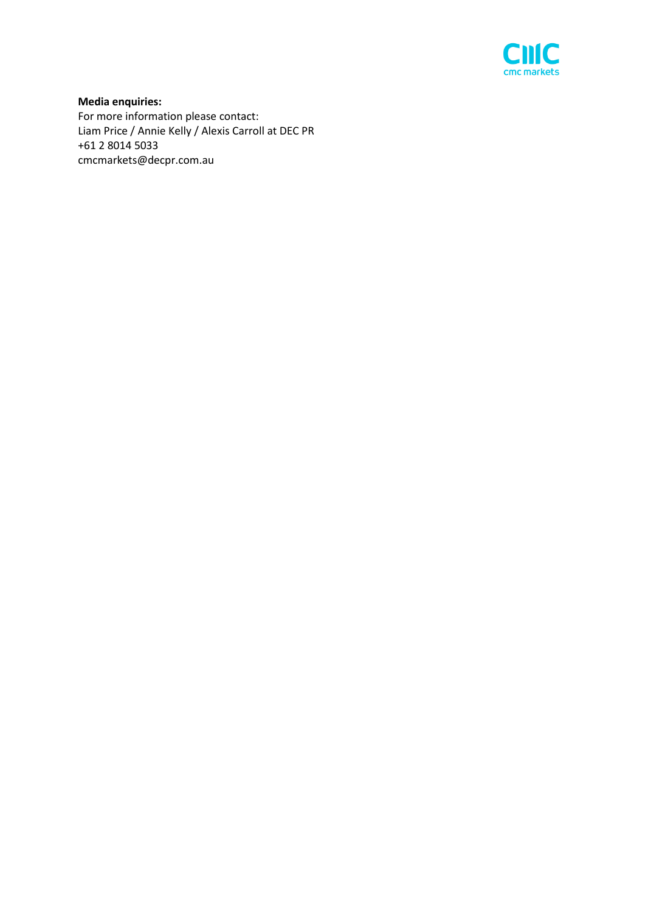**Media enquiries:**
For more information please contact:
Liam Price / Annie Kelly / Alexis Carroll at DEC PR
+61 2 8014 5033
cmcmarkets@decpr.com.au